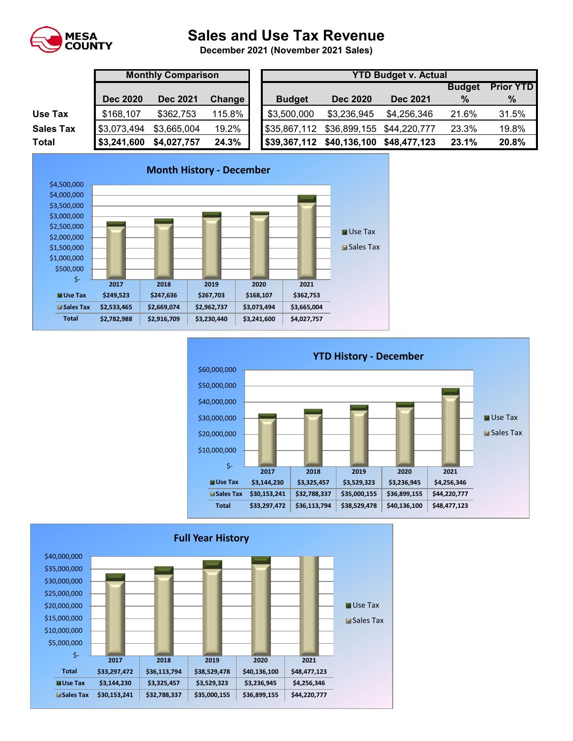MESA COUNTY

# Sales and Use Tax Revenue

**December 2021 (November 2021 Sales)**

| | Monthly Comparison | | | YTD Budget v. Actual | | | | |
|---|---|---|---|---|---|---|---|---|
| | Dec 2020 | Dec 2021 | Change | Budget | Dec 2020 | Dec 2021 | Budget % | Prior YTD % |
| **Use Tax** | $168,107 | $362,753 | 115.8% | $3,500,000 | $3,236,945 | $4,256,346 | 21.6% | 31.5% |
| **Sales Tax** | $3,073,494 | $3,665,004 | 19.2% | $35,867,112 | $36,899,155 | $44,220,777 | 23.3% | 19.8% |
| **Total** | **$3,241,600** | **$4,027,757** | **24.3%** | **$39,367,112** | **$40,136,100** | **$48,477,123** | **23.1%** | **20.8%** |

## Month History - December

| | 2017 | 2018 | 2019 | 2020 | 2021 |
|---|---|---|---|---|---|
| Use Tax | $249,523 | $247,636 | $267,703 | $168,107 | $362,753 |
| Sales Tax | $2,533,465 | $2,669,074 | $2,962,737 | $3,073,494 | $3,665,004 |
| Total | $2,782,988 | $2,916,709 | $3,230,440 | $3,241,600 | $4,027,757 |

## YTD History - December

| | 2017 | 2018 | 2019 | 2020 | 2021 |
|---|---|---|---|---|---|
| Use Tax | $3,144,230 | $3,325,457 | $3,529,323 | $3,236,945 | $4,256,346 |
| Sales Tax | $30,153,241 | $32,788,337 | $35,000,155 | $36,899,155 | $44,220,777 |
| Total | $33,297,472 | $36,113,794 | $38,529,478 | $40,136,100 | $48,477,123 |

## Full Year History

| | 2017 | 2018 | 2019 | 2020 | 2021 |
|---|---|---|---|---|---|
| Total | $33,297,472 | $36,113,794 | $38,529,478 | $40,136,100 | $48,477,123 |
| Use Tax | $3,144,230 | $3,325,457 | $3,529,323 | $3,236,945 | $4,256,346 |
| Sales Tax | $30,153,241 | $32,788,337 | $35,000,155 | $36,899,155 | $44,220,777 |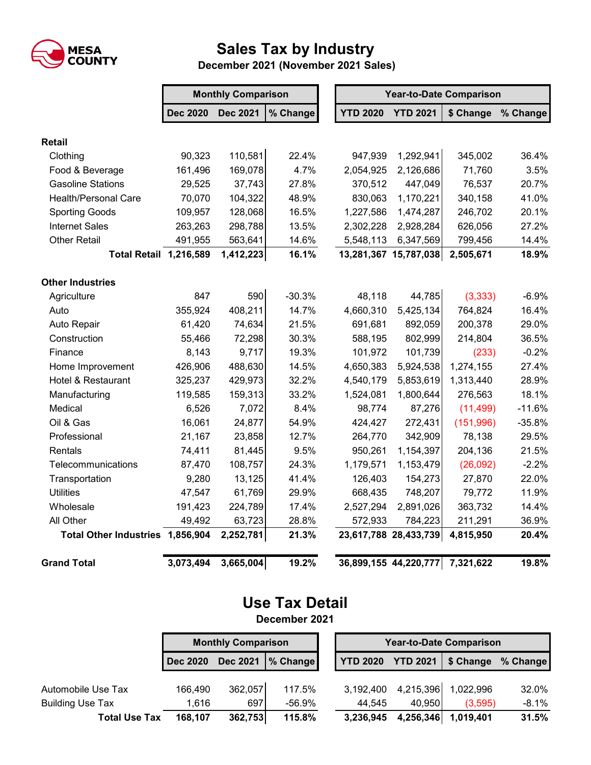MESA COUNTY

# Sales Tax by Industry

**December 2021 (November 2021 Sales)**

| | Monthly Comparison | | | Year-to-Date Comparison | | | |
|---|---|---|---|---|---|---|---|
| | Dec 2020 | Dec 2021 | % Change | YTD 2020 | YTD 2021 | $ Change | % Change |
| **Retail** | | | | | | | |
| Clothing | 90,323 | 110,581 | 22.4% | 947,939 | 1,292,941 | 345,002 | 36.4% |
| Food & Beverage | 161,496 | 169,078 | 4.7% | 2,054,925 | 2,126,686 | 71,760 | 3.5% |
| Gasoline Stations | 29,525 | 37,743 | 27.8% | 370,512 | 447,049 | 76,537 | 20.7% |
| Health/Personal Care | 70,070 | 104,322 | 48.9% | 830,063 | 1,170,221 | 340,158 | 41.0% |
| Sporting Goods | 109,957 | 128,068 | 16.5% | 1,227,586 | 1,474,287 | 246,702 | 20.1% |
| Internet Sales | 263,263 | 298,788 | 13.5% | 2,302,228 | 2,928,284 | 626,056 | 27.2% |
| Other Retail | 491,955 | 563,641 | 14.6% | 5,548,113 | 6,347,569 | 799,456 | 14.4% |
| **Total Retail** | **1,216,589** | **1,412,223** | **16.1%** | **13,281,367** | **15,787,038** | **2,505,671** | **18.9%** |
| **Other Industries** | | | | | | | |
| Agriculture | 847 | 590 | -30.3% | 48,118 | 44,785 | (3,333) | -6.9% |
| Auto | 355,924 | 408,211 | 14.7% | 4,660,310 | 5,425,134 | 764,824 | 16.4% |
| Auto Repair | 61,420 | 74,634 | 21.5% | 691,681 | 892,059 | 200,378 | 29.0% |
| Construction | 55,466 | 72,298 | 30.3% | 588,195 | 802,999 | 214,804 | 36.5% |
| Finance | 8,143 | 9,717 | 19.3% | 101,972 | 101,739 | (233) | -0.2% |
| Home Improvement | 426,906 | 488,630 | 14.5% | 4,650,383 | 5,924,538 | 1,274,155 | 27.4% |
| Hotel & Restaurant | 325,237 | 429,973 | 32.2% | 4,540,179 | 5,853,619 | 1,313,440 | 28.9% |
| Manufacturing | 119,585 | 159,313 | 33.2% | 1,524,081 | 1,800,644 | 276,563 | 18.1% |
| Medical | 6,526 | 7,072 | 8.4% | 98,774 | 87,276 | (11,499) | -11.6% |
| Oil & Gas | 16,061 | 24,877 | 54.9% | 424,427 | 272,431 | (151,996) | -35.8% |
| Professional | 21,167 | 23,858 | 12.7% | 264,770 | 342,909 | 78,138 | 29.5% |
| Rentals | 74,411 | 81,445 | 9.5% | 950,261 | 1,154,397 | 204,136 | 21.5% |
| Telecommunications | 87,470 | 108,757 | 24.3% | 1,179,571 | 1,153,479 | (26,092) | -2.2% |
| Transportation | 9,280 | 13,125 | 41.4% | 126,403 | 154,273 | 27,870 | 22.0% |
| Utilities | 47,547 | 61,769 | 29.9% | 668,435 | 748,207 | 79,772 | 11.9% |
| Wholesale | 191,423 | 224,789 | 17.4% | 2,527,294 | 2,891,026 | 363,732 | 14.4% |
| All Other | 49,492 | 63,723 | 28.8% | 572,933 | 784,223 | 211,291 | 36.9% |
| **Total Other Industries** | **1,856,904** | **2,252,781** | **21.3%** | **23,617,788** | **28,433,739** | **4,815,950** | **20.4%** |
| **Grand Total** | **3,073,494** | **3,665,004** | **19.2%** | **36,899,155** | **44,220,777** | **7,321,622** | **19.8%** |

# Use Tax Detail

**December 2021**

| | Monthly Comparison | | | Year-to-Date Comparison | | | |
|---|---|---|---|---|---|---|---|
| | Dec 2020 | Dec 2021 | % Change | YTD 2020 | YTD 2021 | $ Change | % Change |
| Automobile Use Tax | 166,490 | 362,057 | 117.5% | 3,192,400 | 4,215,396 | 1,022,996 | 32.0% |
| Building Use Tax | 1,616 | 697 | -56.9% | 44,545 | 40,950 | (3,595) | -8.1% |
| **Total Use Tax** | **168,107** | **362,753** | **115.8%** | **3,236,945** | **4,256,346** | **1,019,401** | **31.5%** |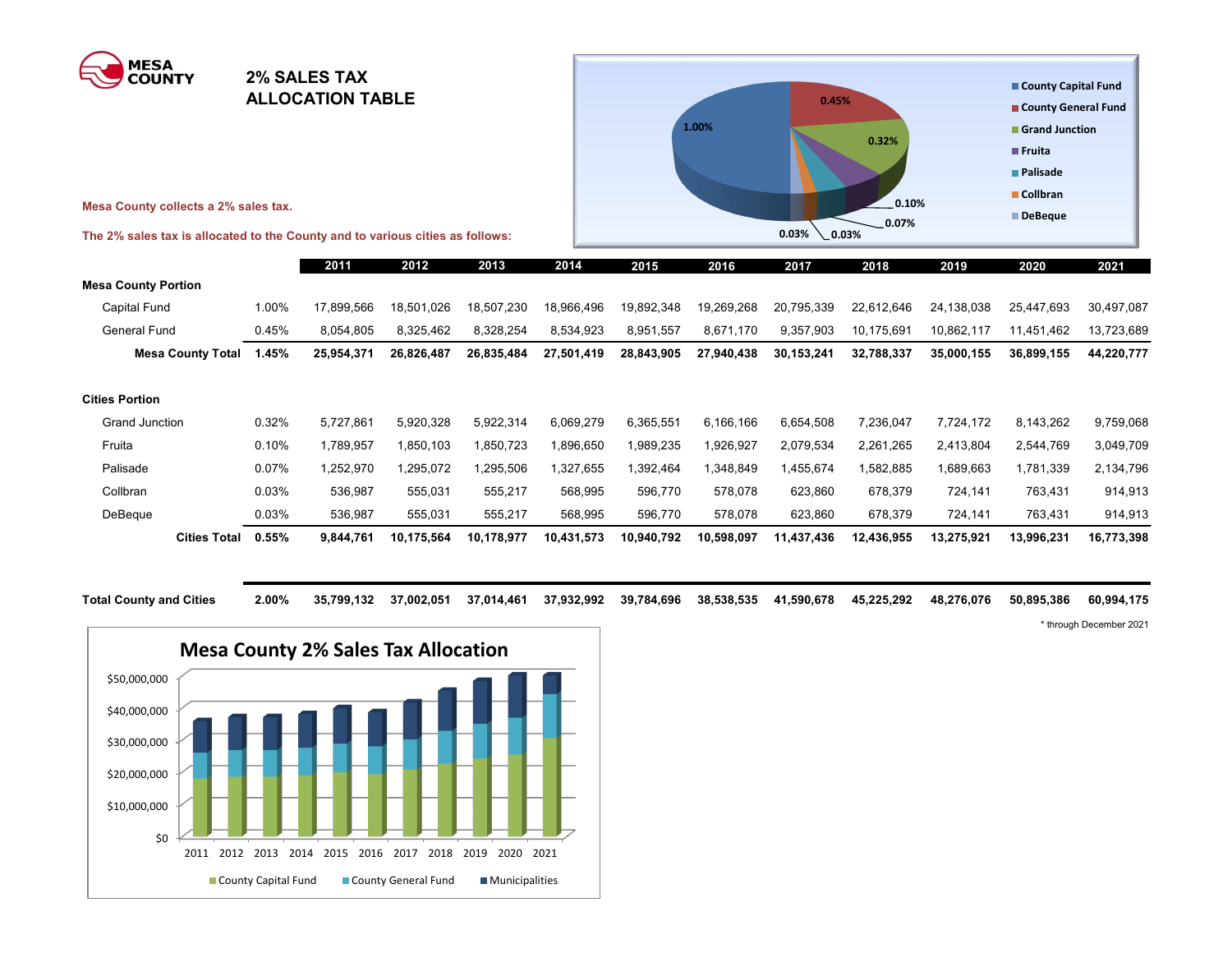MESA COUNTY

# 2% SALES TAX ALLOCATION TABLE

County Capital Fund
County General Fund
Grand Junction
Fruita
Palisade
Collbran
DeBeque

1.00%
0.45%
0.32%
0.10%
0.07%
0.03%
0.03%

**Mesa County collects a 2% sales tax.**

**The 2% sales tax is allocated to the County and to various cities as follows:**

| | | 2011 | 2012 | 2013 | 2014 | 2015 | 2016 | 2017 | 2018 | 2019 | 2020 | 2021 |
|---|---|---|---|---|---|---|---|---|---|---|---|---|
| **Mesa County Portion** | | | | | | | | | | | | |
| Capital Fund | 1.00% | 17,899,566 | 18,501,026 | 18,507,230 | 18,966,496 | 19,892,348 | 19,269,268 | 20,795,339 | 22,612,646 | 24,138,038 | 25,447,693 | 30,497,087 |
| General Fund | 0.45% | 8,054,805 | 8,325,462 | 8,328,254 | 8,534,923 | 8,951,557 | 8,671,170 | 9,357,903 | 10,175,691 | 10,862,117 | 11,451,462 | 13,723,689 |
| **Mesa County Total** | **1.45%** | **25,954,371** | **26,826,487** | **26,835,484** | **27,501,419** | **28,843,905** | **27,940,438** | **30,153,241** | **32,788,337** | **35,000,155** | **36,899,155** | **44,220,777** |
| **Cities Portion** | | | | | | | | | | | | |
| Grand Junction | 0.32% | 5,727,861 | 5,920,328 | 5,922,314 | 6,069,279 | 6,365,551 | 6,166,166 | 6,654,508 | 7,236,047 | 7,724,172 | 8,143,262 | 9,759,068 |
| Fruita | 0.10% | 1,789,957 | 1,850,103 | 1,850,723 | 1,896,650 | 1,989,235 | 1,926,927 | 2,079,534 | 2,261,265 | 2,413,804 | 2,544,769 | 3,049,709 |
| Palisade | 0.07% | 1,252,970 | 1,295,072 | 1,295,506 | 1,327,655 | 1,392,464 | 1,348,849 | 1,455,674 | 1,582,885 | 1,689,663 | 1,781,339 | 2,134,796 |
| Collbran | 0.03% | 536,987 | 555,031 | 555,217 | 568,995 | 596,770 | 578,078 | 623,860 | 678,379 | 724,141 | 763,431 | 914,913 |
| DeBeque | 0.03% | 536,987 | 555,031 | 555,217 | 568,995 | 596,770 | 578,078 | 623,860 | 678,379 | 724,141 | 763,431 | 914,913 |
| **Cities Total** | **0.55%** | **9,844,761** | **10,175,564** | **10,178,977** | **10,431,573** | **10,940,792** | **10,598,097** | **11,437,436** | **12,436,955** | **13,275,921** | **13,996,231** | **16,773,398** |
| **Total County and Cities** | **2.00%** | **35,799,132** | **37,002,051** | **37,014,461** | **37,932,992** | **39,784,696** | **38,538,535** | **41,590,678** | **45,225,292** | **48,276,076** | **50,895,386** | **60,994,175** |

\* through December 2021

**Mesa County 2% Sales Tax Allocation**

$50,000,000
$40,000,000
$30,000,000
$20,000,000
$10,000,000
$0

2011 2012 2013 2014 2015 2016 2017 2018 2019 2020 2021

County Capital Fund
County General Fund
Municipalities